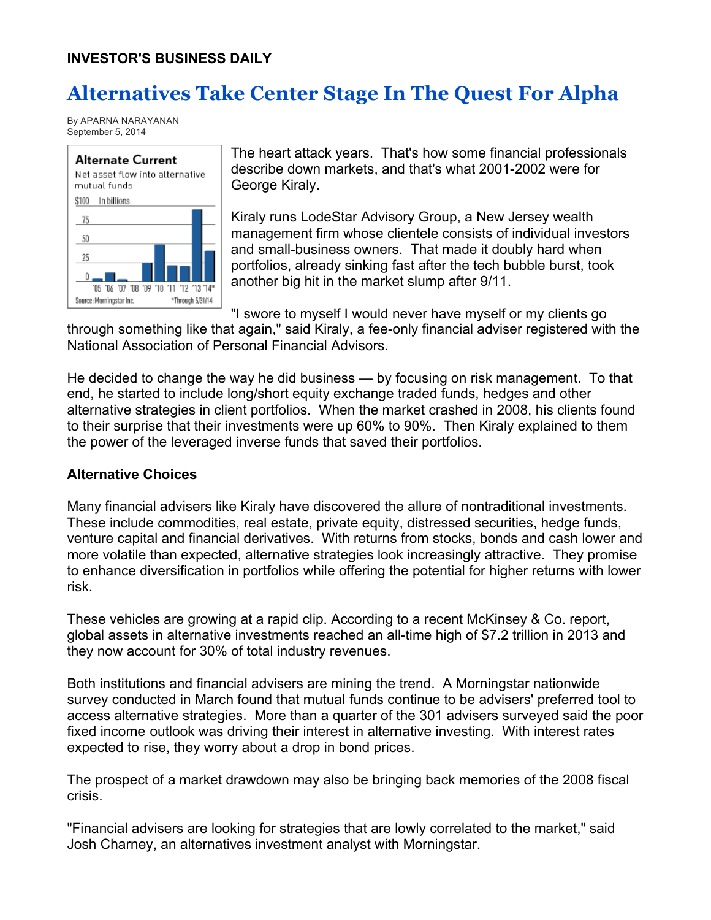**INVESTOR'S BUSINESS DAILY**

# Alternatives Take Center Stage In The Quest For Alpha

By APARNA NARAYANAN
September 5, 2014

**Alternate Current**
Net asset flow into alternative mutual funds
$100 In billions
Source: Morningstar Inc. *Through 5/31/14

The heart attack years. That's how some financial professionals describe down markets, and that's what 2001-2002 were for George Kiraly.

Kiraly runs LodeStar Advisory Group, a New Jersey wealth management firm whose clientele consists of individual investors and small-business owners. That made it doubly hard when portfolios, already sinking fast after the tech bubble burst, took another big hit in the market slump after 9/11.

"I swore to myself I would never have myself or my clients go through something like that again," said Kiraly, a fee-only financial adviser registered with the National Association of Personal Financial Advisors.

He decided to change the way he did business — by focusing on risk management. To that end, he started to include long/short equity exchange traded funds, hedges and other alternative strategies in client portfolios. When the market crashed in 2008, his clients found to their surprise that their investments were up 60% to 90%. Then Kiraly explained to them the power of the leveraged inverse funds that saved their portfolios.

### Alternative Choices

Many financial advisers like Kiraly have discovered the allure of nontraditional investments. These include commodities, real estate, private equity, distressed securities, hedge funds, venture capital and financial derivatives. With returns from stocks, bonds and cash lower and more volatile than expected, alternative strategies look increasingly attractive. They promise to enhance diversification in portfolios while offering the potential for higher returns with lower risk.

These vehicles are growing at a rapid clip. According to a recent McKinsey & Co. report, global assets in alternative investments reached an all-time high of $7.2 trillion in 2013 and they now account for 30% of total industry revenues.

Both institutions and financial advisers are mining the trend. A Morningstar nationwide survey conducted in March found that mutual funds continue to be advisers' preferred tool to access alternative strategies. More than a quarter of the 301 advisers surveyed said the poor fixed income outlook was driving their interest in alternative investing. With interest rates expected to rise, they worry about a drop in bond prices.

The prospect of a market drawdown may also be bringing back memories of the 2008 fiscal crisis.

"Financial advisers are looking for strategies that are lowly correlated to the market," said Josh Charney, an alternatives investment analyst with Morningstar.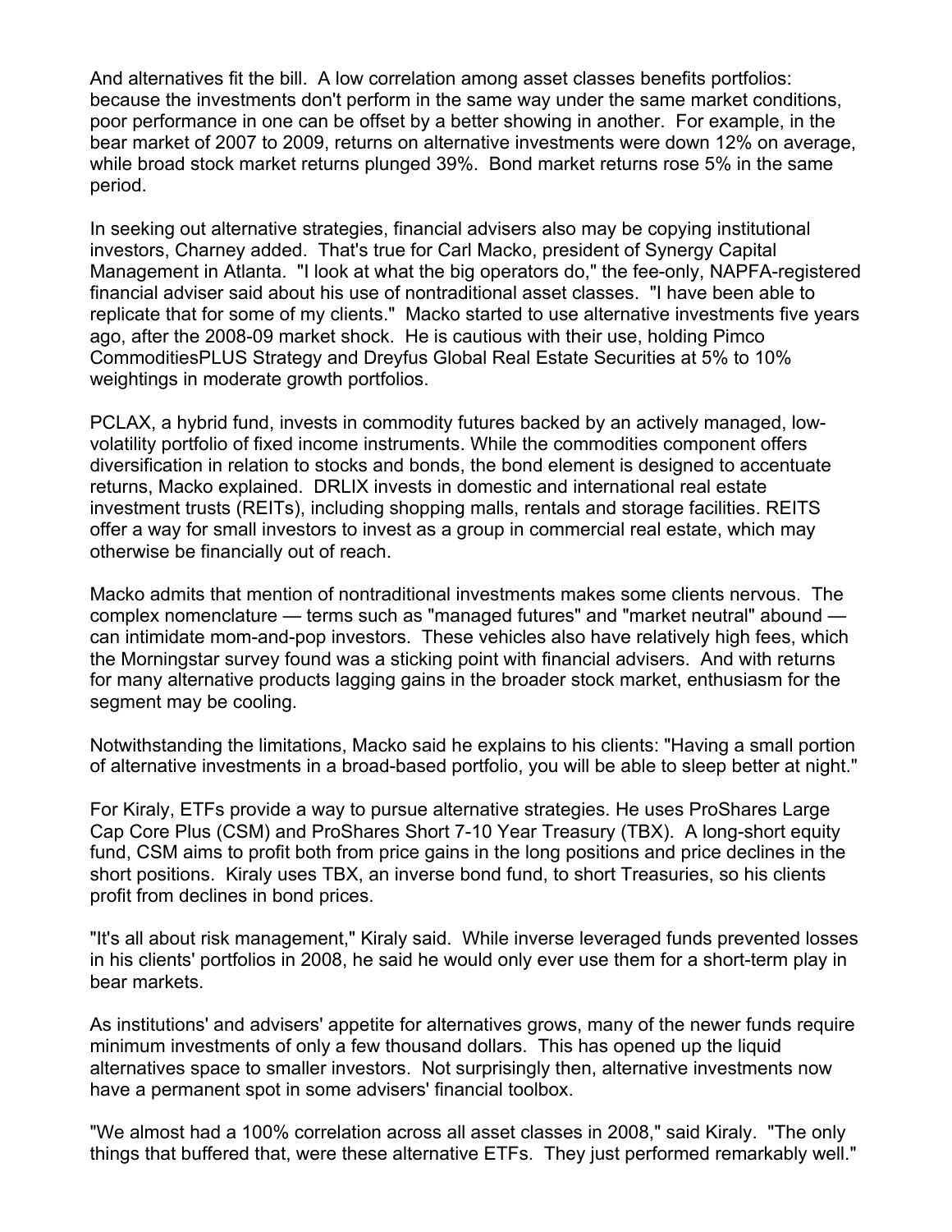And alternatives fit the bill. A low correlation among asset classes benefits portfolios: because the investments don't perform in the same way under the same market conditions, poor performance in one can be offset by a better showing in another. For example, in the bear market of 2007 to 2009, returns on alternative investments were down 12% on average, while broad stock market returns plunged 39%. Bond market returns rose 5% in the same period.

In seeking out alternative strategies, financial advisers also may be copying institutional investors, Charney added. That's true for Carl Macko, president of Synergy Capital Management in Atlanta. "I look at what the big operators do," the fee-only, NAPFA-registered financial adviser said about his use of nontraditional asset classes. "I have been able to replicate that for some of my clients." Macko started to use alternative investments five years ago, after the 2008-09 market shock. He is cautious with their use, holding Pimco CommoditiesPLUS Strategy and Dreyfus Global Real Estate Securities at 5% to 10% weightings in moderate growth portfolios.

PCLAX, a hybrid fund, invests in commodity futures backed by an actively managed, low-volatility portfolio of fixed income instruments. While the commodities component offers diversification in relation to stocks and bonds, the bond element is designed to accentuate returns, Macko explained. DRLIX invests in domestic and international real estate investment trusts (REITs), including shopping malls, rentals and storage facilities. REITS offer a way for small investors to invest as a group in commercial real estate, which may otherwise be financially out of reach.

Macko admits that mention of nontraditional investments makes some clients nervous. The complex nomenclature — terms such as "managed futures" and "market neutral" abound — can intimidate mom-and-pop investors. These vehicles also have relatively high fees, which the Morningstar survey found was a sticking point with financial advisers. And with returns for many alternative products lagging gains in the broader stock market, enthusiasm for the segment may be cooling.

Notwithstanding the limitations, Macko said he explains to his clients: "Having a small portion of alternative investments in a broad-based portfolio, you will be able to sleep better at night."

For Kiraly, ETFs provide a way to pursue alternative strategies. He uses ProShares Large Cap Core Plus (CSM) and ProShares Short 7-10 Year Treasury (TBX). A long-short equity fund, CSM aims to profit both from price gains in the long positions and price declines in the short positions. Kiraly uses TBX, an inverse bond fund, to short Treasuries, so his clients profit from declines in bond prices.

"It's all about risk management," Kiraly said. While inverse leveraged funds prevented losses in his clients' portfolios in 2008, he said he would only ever use them for a short-term play in bear markets.

As institutions' and advisers' appetite for alternatives grows, many of the newer funds require minimum investments of only a few thousand dollars. This has opened up the liquid alternatives space to smaller investors. Not surprisingly then, alternative investments now have a permanent spot in some advisers' financial toolbox.

"We almost had a 100% correlation across all asset classes in 2008," said Kiraly. "The only things that buffered that, were these alternative ETFs. They just performed remarkably well."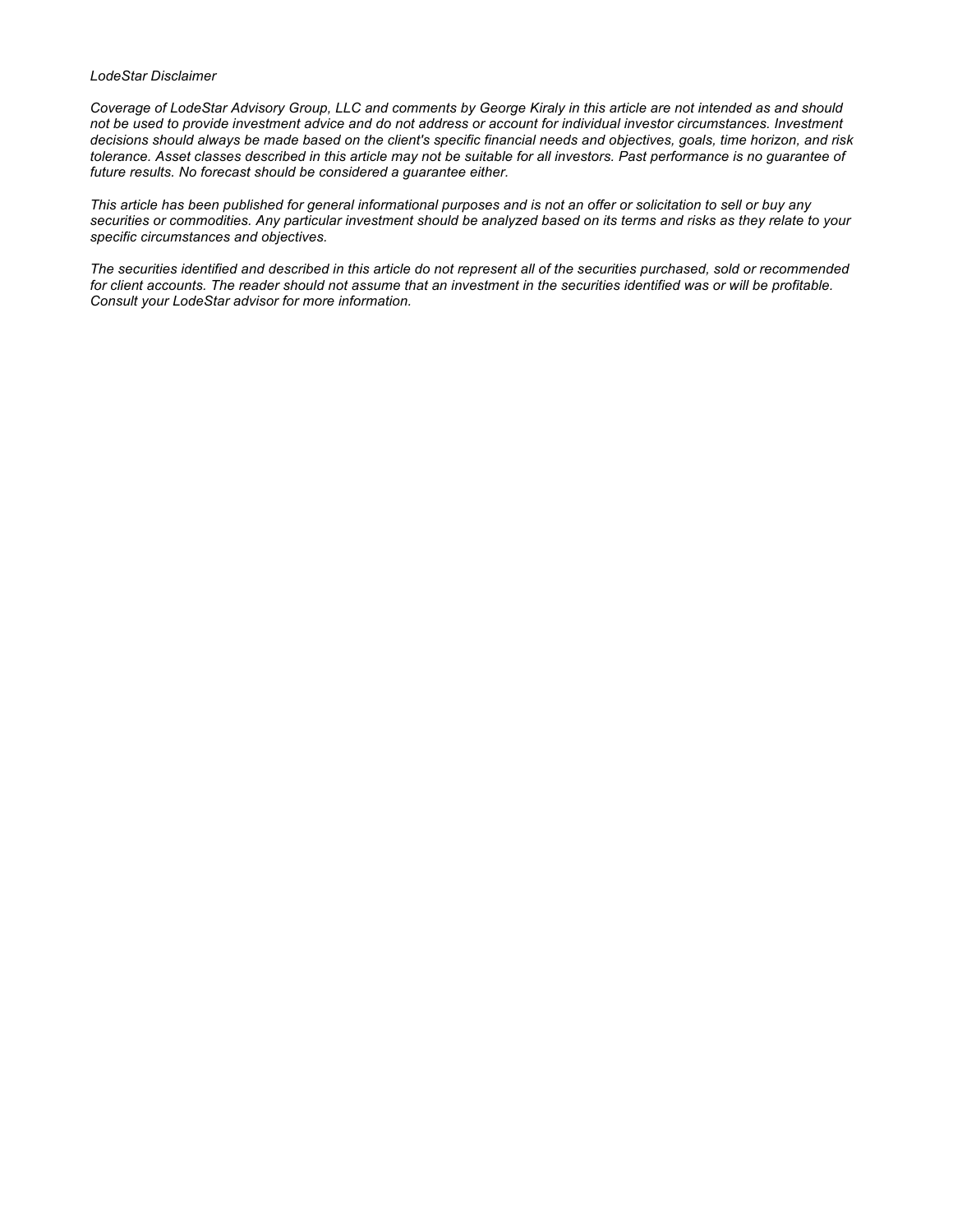*LodeStar Disclaimer*

*Coverage of LodeStar Advisory Group, LLC and comments by George Kiraly in this article are not intended as and should not be used to provide investment advice and do not address or account for individual investor circumstances. Investment decisions should always be made based on the client's specific financial needs and objectives, goals, time horizon, and risk tolerance. Asset classes described in this article may not be suitable for all investors. Past performance is no guarantee of future results. No forecast should be considered a guarantee either.*

*This article has been published for general informational purposes and is not an offer or solicitation to sell or buy any securities or commodities. Any particular investment should be analyzed based on its terms and risks as they relate to your specific circumstances and objectives.*

*The securities identified and described in this article do not represent all of the securities purchased, sold or recommended for client accounts. The reader should not assume that an investment in the securities identified was or will be profitable. Consult your LodeStar advisor for more information.*